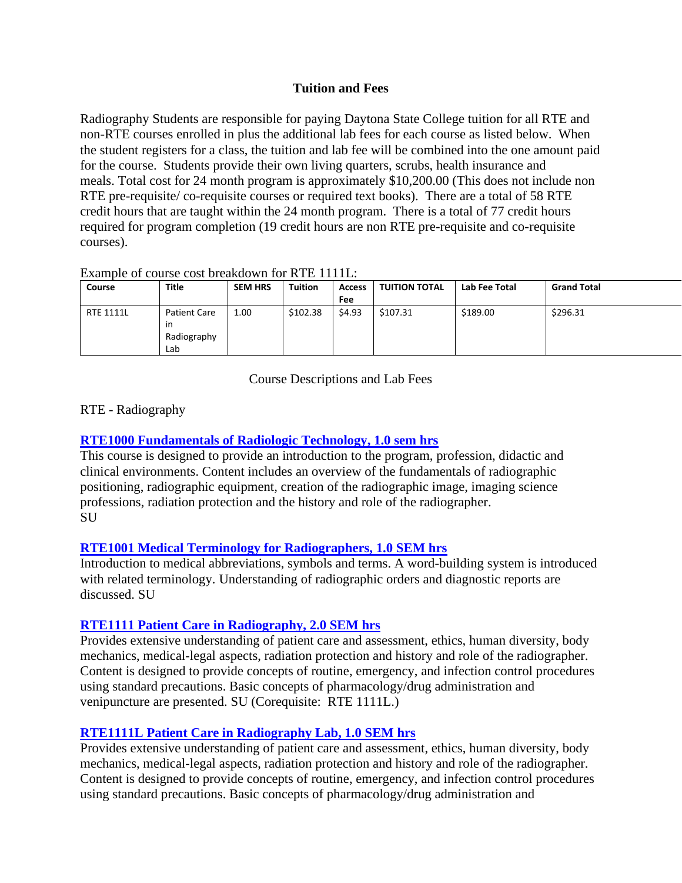## Tuition and Fees

Radiography Students are responsible for paying Daytona State College tuition for all RTE and non-RTE courses enrolled in plus the additional lab fees for each course as listed below. When the student registers for a class, the tuition and lab fee will be combined into the one amount paid for the course. Students provide their own living quarters, scrubs, health insurance and meals. Total cost for 24 month program is approximately $10,200.00 (This does not include non RTE pre-requisite/ co-requisite courses or required text books). There are a total of 58 RTE credit hours that are taught within the 24 month program. There is a total of 77 credit hours required for program completion (19 credit hours are non RTE pre-requisite and co-requisite courses).

Example of course cost breakdown for RTE 1111L:

| Course | Title | SEM HRS | Tuition | Access Fee | TUITION TOTAL | Lab Fee Total | Grand Total |
|---|---|---|---|---|---|---|---|
| RTE 1111L | Patient Care in Radiography Lab | 1.00 | $102.38 | $4.93 | $107.31 | $189.00 | $296.31 |

Course Descriptions and Lab Fees

RTE - Radiography

**RTE1000 Fundamentals of Radiologic Technology, 1.0 sem hrs**

This course is designed to provide an introduction to the program, profession, didactic and clinical environments. Content includes an overview of the fundamentals of radiographic positioning, radiographic equipment, creation of the radiographic image, imaging science professions, radiation protection and the history and role of the radiographer.
SU

**RTE1001 Medical Terminology for Radiographers, 1.0 SEM hrs**

Introduction to medical abbreviations, symbols and terms. A word-building system is introduced with related terminology. Understanding of radiographic orders and diagnostic reports are discussed. SU

**RTE1111 Patient Care in Radiography, 2.0 SEM hrs**

Provides extensive understanding of patient care and assessment, ethics, human diversity, body mechanics, medical-legal aspects, radiation protection and history and role of the radiographer. Content is designed to provide concepts of routine, emergency, and infection control procedures using standard precautions. Basic concepts of pharmacology/drug administration and venipuncture are presented. SU (Corequisite: RTE 1111L.)

**RTE1111L Patient Care in Radiography Lab, 1.0 SEM hrs**

Provides extensive understanding of patient care and assessment, ethics, human diversity, body mechanics, medical-legal aspects, radiation protection and history and role of the radiographer. Content is designed to provide concepts of routine, emergency, and infection control procedures using standard precautions. Basic concepts of pharmacology/drug administration and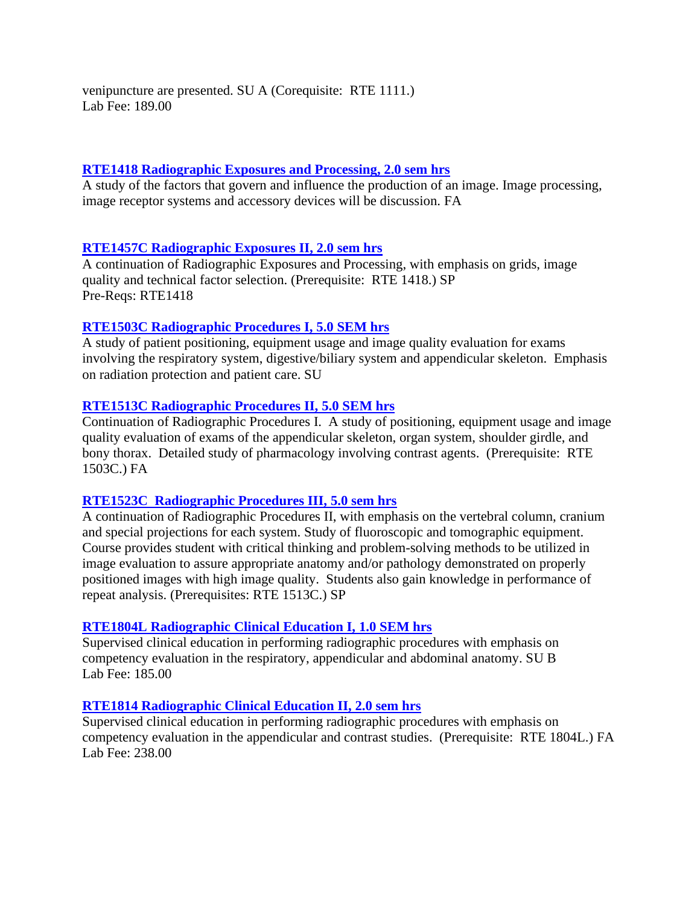venipuncture are presented. SU A (Corequisite: RTE 1111.)
Lab Fee: 189.00

### RTE1418 Radiographic Exposures and Processing, 2.0 sem hrs

A study of the factors that govern and influence the production of an image. Image processing, image receptor systems and accessory devices will be discussion. FA

### RTE1457C Radiographic Exposures II, 2.0 sem hrs

A continuation of Radiographic Exposures and Processing, with emphasis on grids, image quality and technical factor selection. (Prerequisite: RTE 1418.) SP
Pre-Reqs: RTE1418

### RTE1503C Radiographic Procedures I, 5.0 SEM hrs

A study of patient positioning, equipment usage and image quality evaluation for exams involving the respiratory system, digestive/biliary system and appendicular skeleton. Emphasis on radiation protection and patient care. SU

### RTE1513C Radiographic Procedures II, 5.0 SEM hrs

Continuation of Radiographic Procedures I. A study of positioning, equipment usage and image quality evaluation of exams of the appendicular skeleton, organ system, shoulder girdle, and bony thorax. Detailed study of pharmacology involving contrast agents. (Prerequisite: RTE 1503C.) FA

### RTE1523C Radiographic Procedures III, 5.0 sem hrs

A continuation of Radiographic Procedures II, with emphasis on the vertebral column, cranium and special projections for each system. Study of fluoroscopic and tomographic equipment. Course provides student with critical thinking and problem-solving methods to be utilized in image evaluation to assure appropriate anatomy and/or pathology demonstrated on properly positioned images with high image quality. Students also gain knowledge in performance of repeat analysis. (Prerequisites: RTE 1513C.) SP

### RTE1804L Radiographic Clinical Education I, 1.0 SEM hrs

Supervised clinical education in performing radiographic procedures with emphasis on competency evaluation in the respiratory, appendicular and abdominal anatomy. SU B
Lab Fee: 185.00

### RTE1814 Radiographic Clinical Education II, 2.0 sem hrs

Supervised clinical education in performing radiographic procedures with emphasis on competency evaluation in the appendicular and contrast studies. (Prerequisite: RTE 1804L.) FA
Lab Fee: 238.00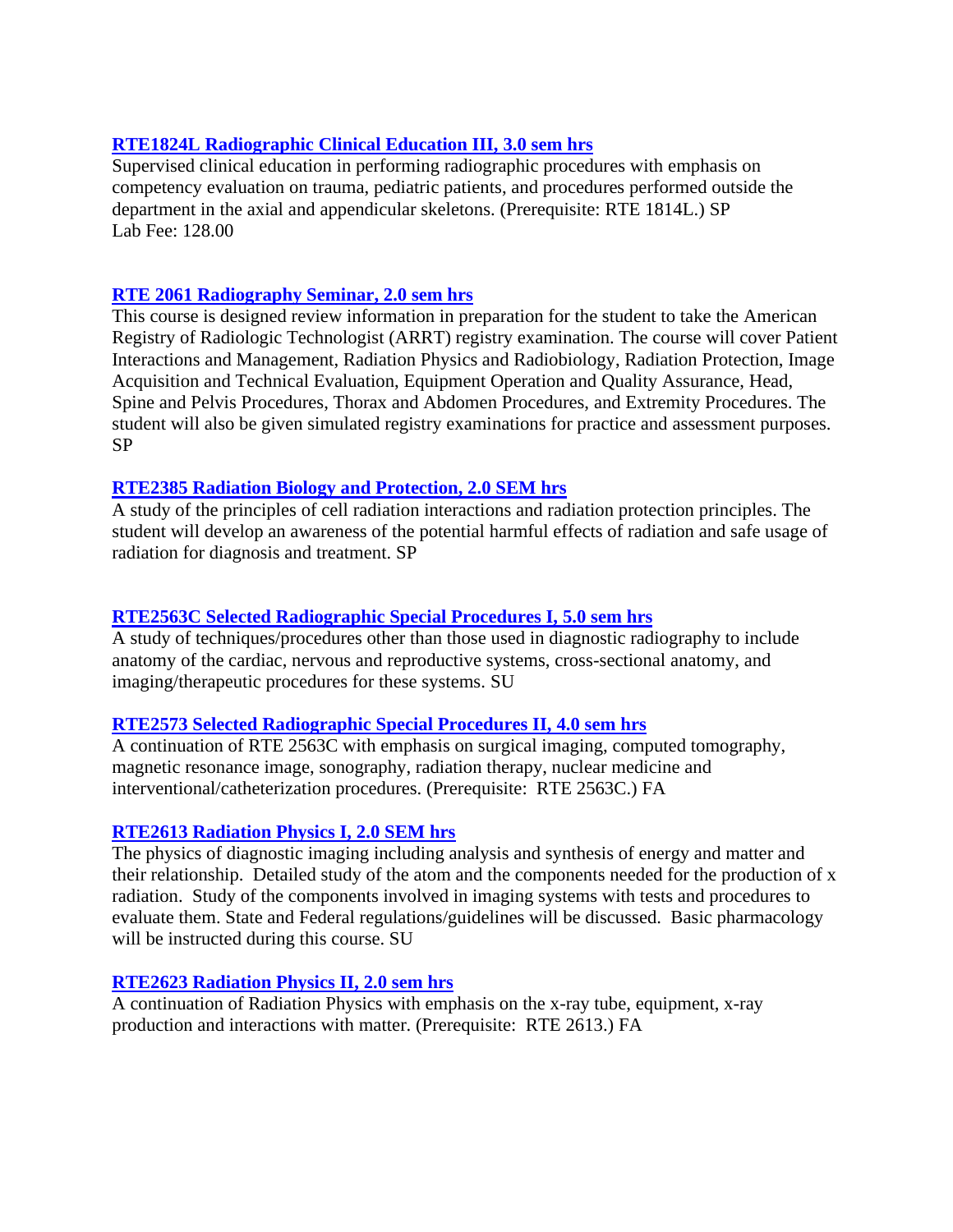### RTE1824L Radiographic Clinical Education III, 3.0 sem hrs

Supervised clinical education in performing radiographic procedures with emphasis on competency evaluation on trauma, pediatric patients, and procedures performed outside the department in the axial and appendicular skeletons. (Prerequisite: RTE 1814L.) SP
Lab Fee: 128.00

### RTE 2061 Radiography Seminar, 2.0 sem hrs

This course is designed review information in preparation for the student to take the American Registry of Radiologic Technologist (ARRT) registry examination. The course will cover Patient Interactions and Management, Radiation Physics and Radiobiology, Radiation Protection, Image Acquisition and Technical Evaluation, Equipment Operation and Quality Assurance, Head, Spine and Pelvis Procedures, Thorax and Abdomen Procedures, and Extremity Procedures. The student will also be given simulated registry examinations for practice and assessment purposes. SP

### RTE2385 Radiation Biology and Protection, 2.0 SEM hrs

A study of the principles of cell radiation interactions and radiation protection principles. The student will develop an awareness of the potential harmful effects of radiation and safe usage of radiation for diagnosis and treatment. SP

### RTE2563C Selected Radiographic Special Procedures I, 5.0 sem hrs

A study of techniques/procedures other than those used in diagnostic radiography to include anatomy of the cardiac, nervous and reproductive systems, cross-sectional anatomy, and imaging/therapeutic procedures for these systems. SU

### RTE2573 Selected Radiographic Special Procedures II, 4.0 sem hrs

A continuation of RTE 2563C with emphasis on surgical imaging, computed tomography, magnetic resonance image, sonography, radiation therapy, nuclear medicine and interventional/catheterization procedures. (Prerequisite: RTE 2563C.) FA

### RTE2613 Radiation Physics I, 2.0 SEM hrs

The physics of diagnostic imaging including analysis and synthesis of energy and matter and their relationship. Detailed study of the atom and the components needed for the production of x radiation. Study of the components involved in imaging systems with tests and procedures to evaluate them. State and Federal regulations/guidelines will be discussed. Basic pharmacology will be instructed during this course. SU

### RTE2623 Radiation Physics II, 2.0 sem hrs

A continuation of Radiation Physics with emphasis on the x-ray tube, equipment, x-ray production and interactions with matter. (Prerequisite: RTE 2613.) FA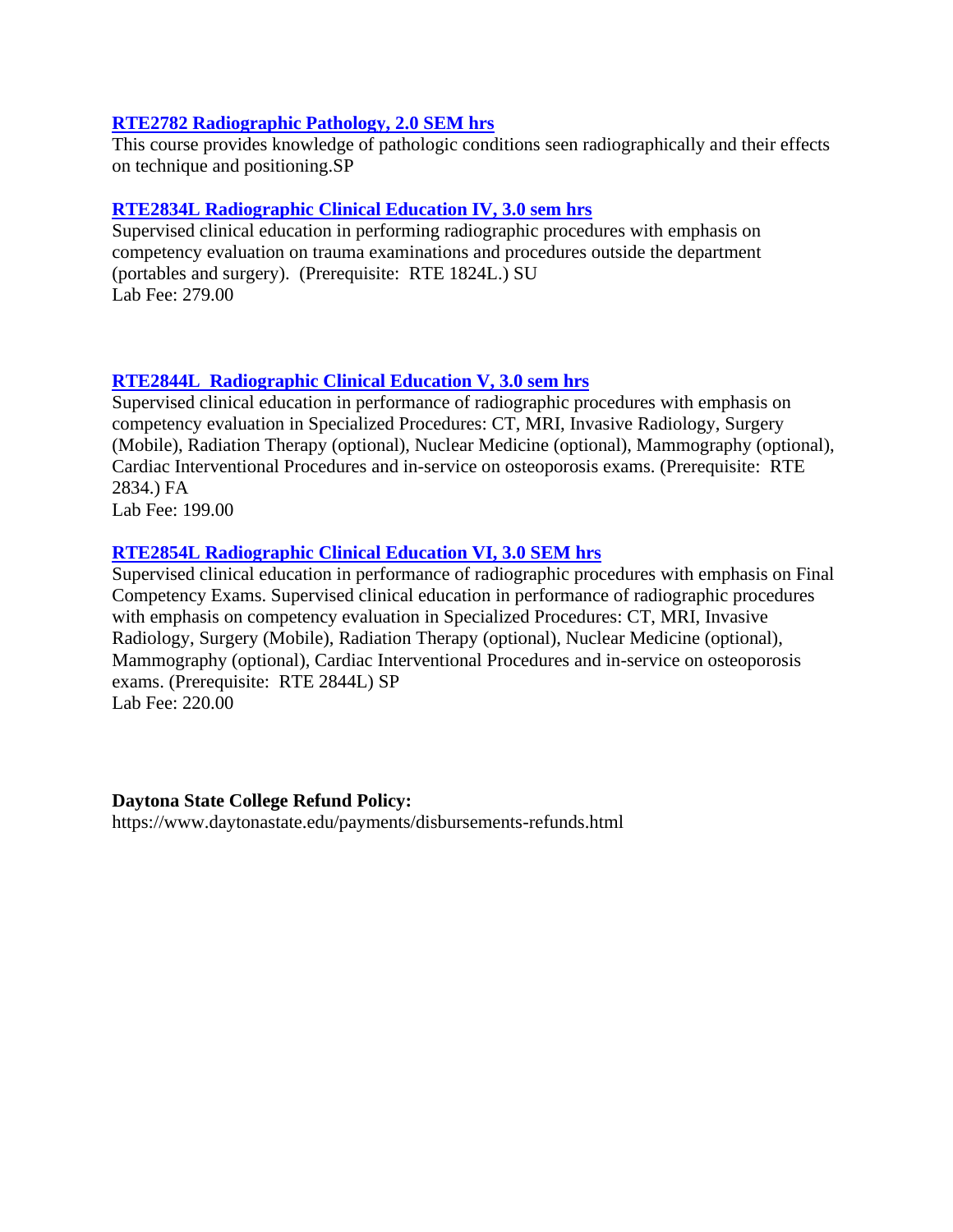### RTE2782 Radiographic Pathology, 2.0 SEM hrs

This course provides knowledge of pathologic conditions seen radiographically and their effects on technique and positioning.SP

### RTE2834L Radiographic Clinical Education IV, 3.0 sem hrs

Supervised clinical education in performing radiographic procedures with emphasis on competency evaluation on trauma examinations and procedures outside the department (portables and surgery). (Prerequisite: RTE 1824L.) SU
Lab Fee: 279.00

### RTE2844L Radiographic Clinical Education V, 3.0 sem hrs

Supervised clinical education in performance of radiographic procedures with emphasis on competency evaluation in Specialized Procedures: CT, MRI, Invasive Radiology, Surgery (Mobile), Radiation Therapy (optional), Nuclear Medicine (optional), Mammography (optional), Cardiac Interventional Procedures and in-service on osteoporosis exams. (Prerequisite: RTE 2834.) FA
Lab Fee: 199.00

### RTE2854L Radiographic Clinical Education VI, 3.0 SEM hrs

Supervised clinical education in performance of radiographic procedures with emphasis on Final Competency Exams. Supervised clinical education in performance of radiographic procedures with emphasis on competency evaluation in Specialized Procedures: CT, MRI, Invasive Radiology, Surgery (Mobile), Radiation Therapy (optional), Nuclear Medicine (optional), Mammography (optional), Cardiac Interventional Procedures and in-service on osteoporosis exams. (Prerequisite: RTE 2844L) SP
Lab Fee: 220.00

**Daytona State College Refund Policy:**
https://www.daytonastate.edu/payments/disbursements-refunds.html